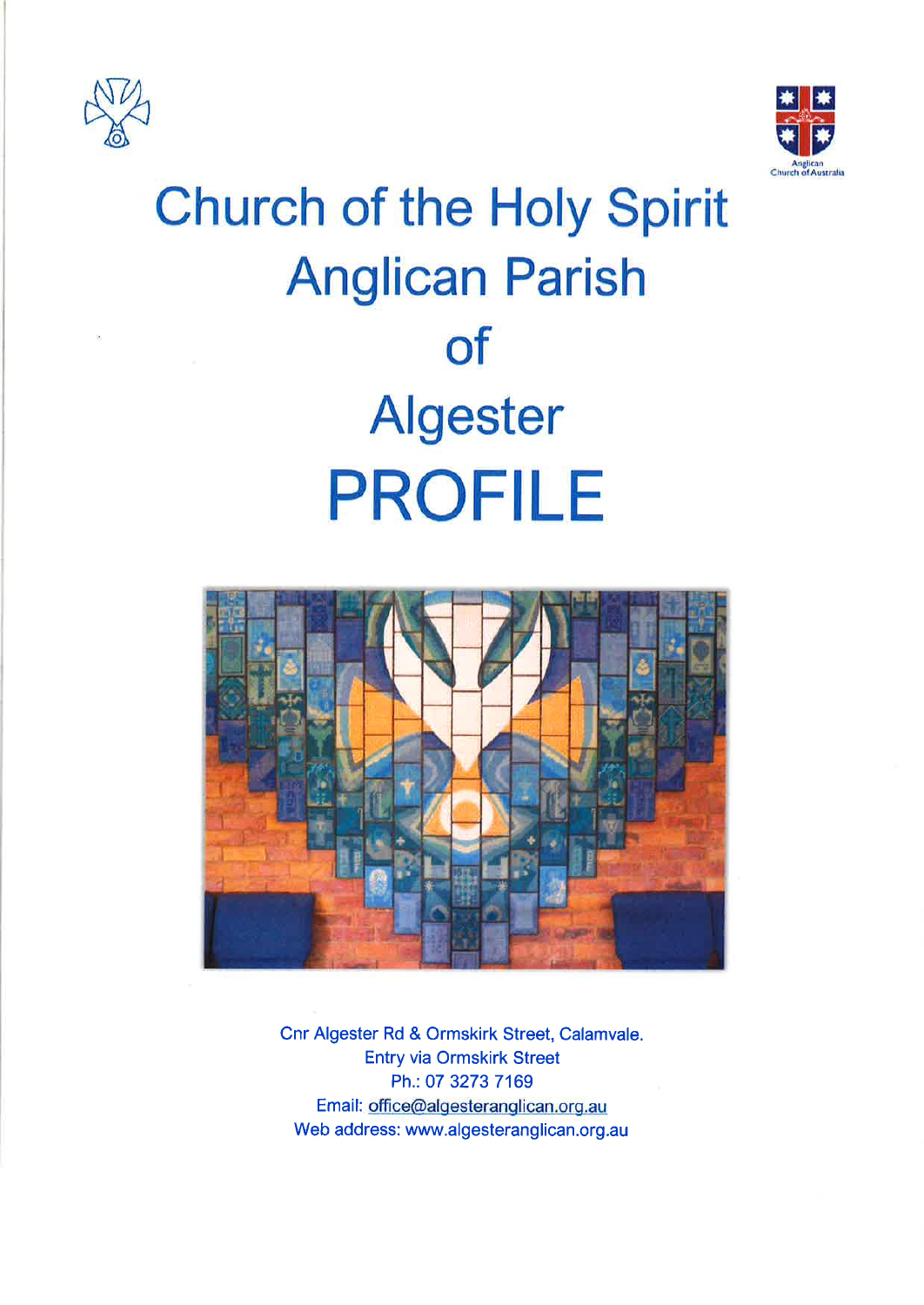# Church of the Holy Spirit Anglican Parish of Algester PROFILE

Cnr Algester Rd & Ormskirk Street, Calamvale.
Entry via Ormskirk Street
Ph.: 07 3273 7169
Email: office@algesteranglican.org.au
Web address: www.algesteranglican.org.au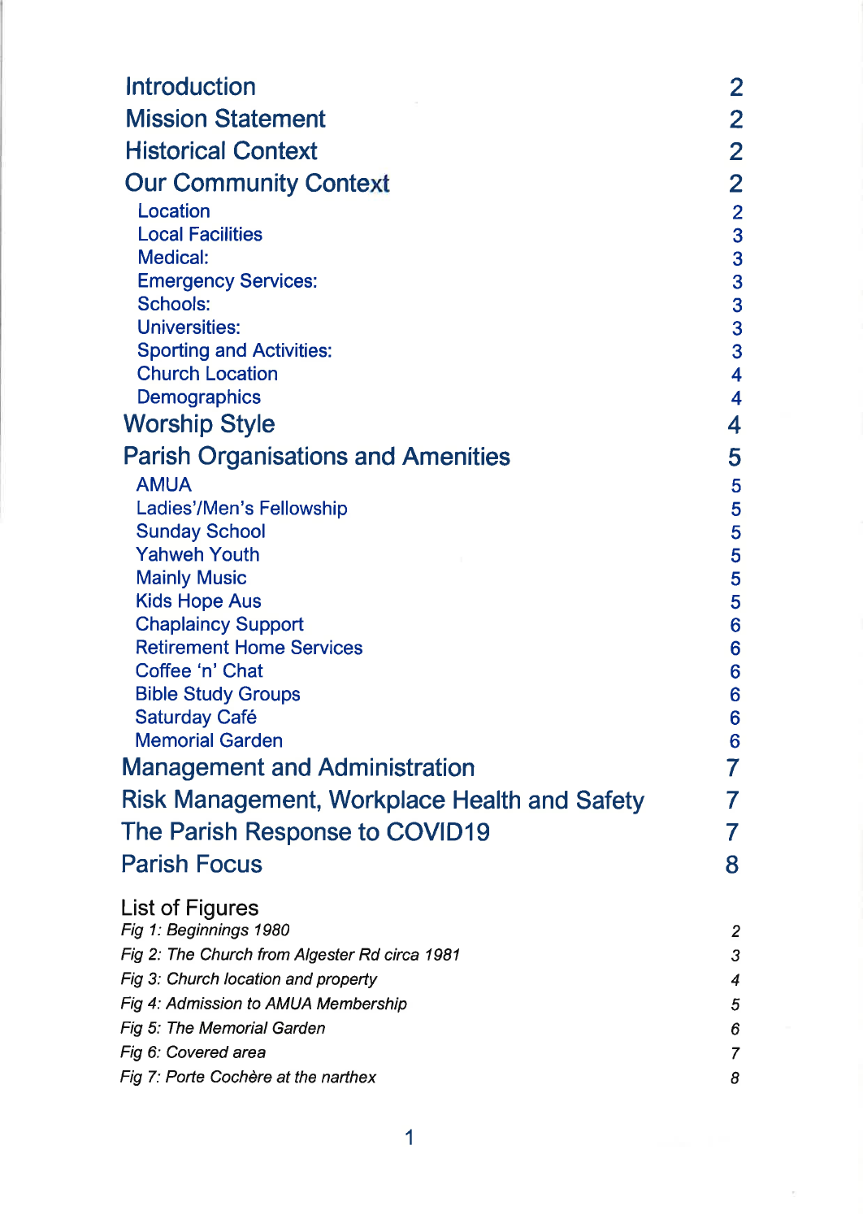| | |
|---|---|
| Introduction | 2 |
| Mission Statement | 2 |
| Historical Context | 2 |
| Our Community Context | 2 |
| Location | 2 |
| Local Facilities | 3 |
| Medical: | 3 |
| Emergency Services: | 3 |
| Schools: | 3 |
| Universities: | 3 |
| Sporting and Activities: | 3 |
| Church Location | 4 |
| Demographics | 4 |
| Worship Style | 4 |
| Parish Organisations and Amenities | 5 |
| AMUA | 5 |
| Ladies'/Men's Fellowship | 5 |
| Sunday School | 5 |
| Yahweh Youth | 5 |
| Mainly Music | 5 |
| Kids Hope Aus | 5 |
| Chaplaincy Support | 6 |
| Retirement Home Services | 6 |
| Coffee 'n' Chat | 6 |
| Bible Study Groups | 6 |
| Saturday Café | 6 |
| Memorial Garden | 6 |
| Management and Administration | 7 |
| Risk Management, Workplace Health and Safety | 7 |
| The Parish Response to COVID19 | 7 |
| Parish Focus | 8 |

## List of Figures

| | |
|---|---|
| *Fig 1: Beginnings 1980* | *2* |
| *Fig 2: The Church from Algester Rd circa 1981* | *3* |
| *Fig 3: Church location and property* | *4* |
| *Fig 4: Admission to AMUA Membership* | *5* |
| *Fig 5: The Memorial Garden* | *6* |
| *Fig 6: Covered area* | *7* |
| *Fig 7: Porte Cochère at the narthex* | *8* |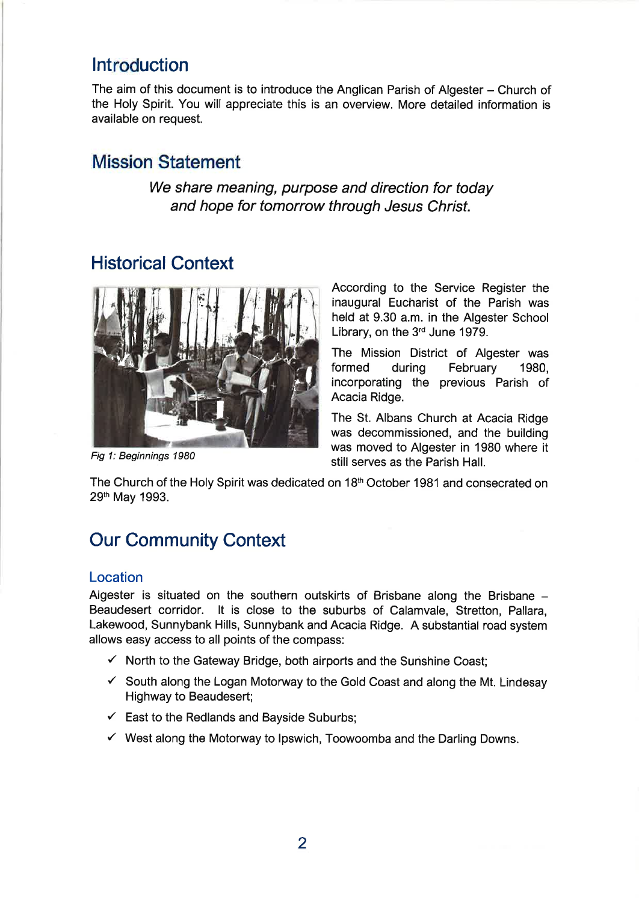## Introduction

The aim of this document is to introduce the Anglican Parish of Algester – Church of the Holy Spirit. You will appreciate this is an overview. More detailed information is available on request.

## Mission Statement

*We share meaning, purpose and direction for today and hope for tomorrow through Jesus Christ.*

## Historical Context

*Fig 1: Beginnings 1980*

According to the Service Register the inaugural Eucharist of the Parish was held at 9.30 a.m. in the Algester School Library, on the 3rd June 1979.

The Mission District of Algester was formed during February 1980, incorporating the previous Parish of Acacia Ridge.

The St. Albans Church at Acacia Ridge was decommissioned, and the building was moved to Algester in 1980 where it still serves as the Parish Hall.

The Church of the Holy Spirit was dedicated on 18th October 1981 and consecrated on 29th May 1993.

## Our Community Context

### Location

Algester is situated on the southern outskirts of Brisbane along the Brisbane – Beaudesert corridor. It is close to the suburbs of Calamvale, Stretton, Pallara, Lakewood, Sunnybank Hills, Sunnybank and Acacia Ridge. A substantial road system allows easy access to all points of the compass:

- ✓ North to the Gateway Bridge, both airports and the Sunshine Coast;
- ✓ South along the Logan Motorway to the Gold Coast and along the Mt. Lindesay Highway to Beaudesert;
- ✓ East to the Redlands and Bayside Suburbs;
- ✓ West along the Motorway to Ipswich, Toowoomba and the Darling Downs.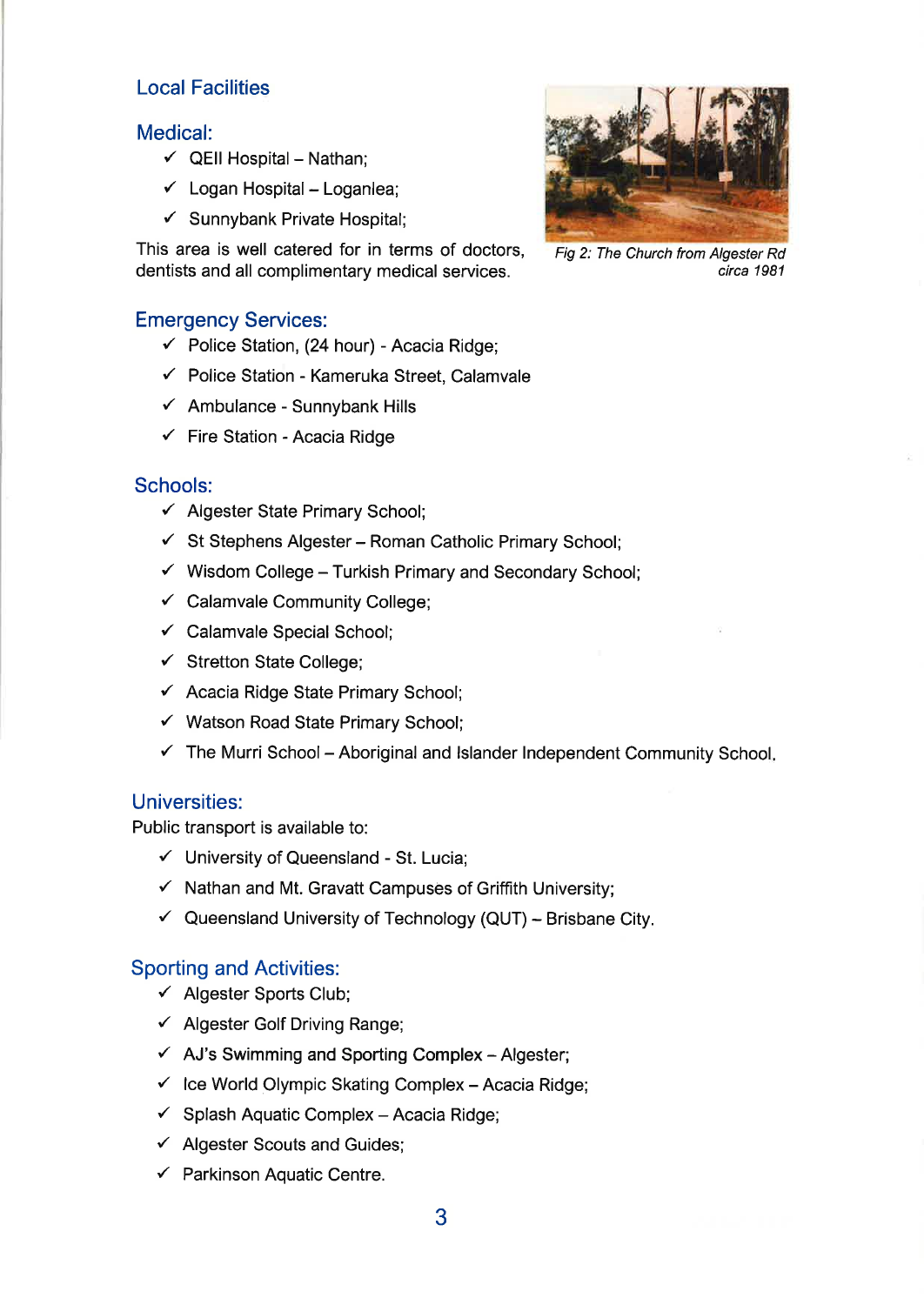## Local Facilities

### Medical:

- ✓ QEII Hospital – Nathan;
- ✓ Logan Hospital – Loganlea;
- ✓ Sunnybank Private Hospital;

This area is well catered for in terms of doctors, dentists and all complimentary medical services.

*Fig 2: The Church from Algester Rd circa 1981*

### Emergency Services:

- ✓ Police Station, (24 hour) - Acacia Ridge;
- ✓ Police Station - Kameruka Street, Calamvale
- ✓ Ambulance - Sunnybank Hills
- ✓ Fire Station - Acacia Ridge

### Schools:

- ✓ Algester State Primary School;
- ✓ St Stephens Algester – Roman Catholic Primary School;
- ✓ Wisdom College – Turkish Primary and Secondary School;
- ✓ Calamvale Community College;
- ✓ Calamvale Special School;
- ✓ Stretton State College;
- ✓ Acacia Ridge State Primary School;
- ✓ Watson Road State Primary School;
- ✓ The Murri School – Aboriginal and Islander Independent Community School.

### Universities:

Public transport is available to:

- ✓ University of Queensland - St. Lucia;
- ✓ Nathan and Mt. Gravatt Campuses of Griffith University;
- ✓ Queensland University of Technology (QUT) – Brisbane City.

### Sporting and Activities:

- ✓ Algester Sports Club;
- ✓ Algester Golf Driving Range;
- ✓ AJ's Swimming and Sporting Complex – Algester;
- ✓ Ice World Olympic Skating Complex – Acacia Ridge;
- ✓ Splash Aquatic Complex – Acacia Ridge;
- ✓ Algester Scouts and Guides;
- ✓ Parkinson Aquatic Centre.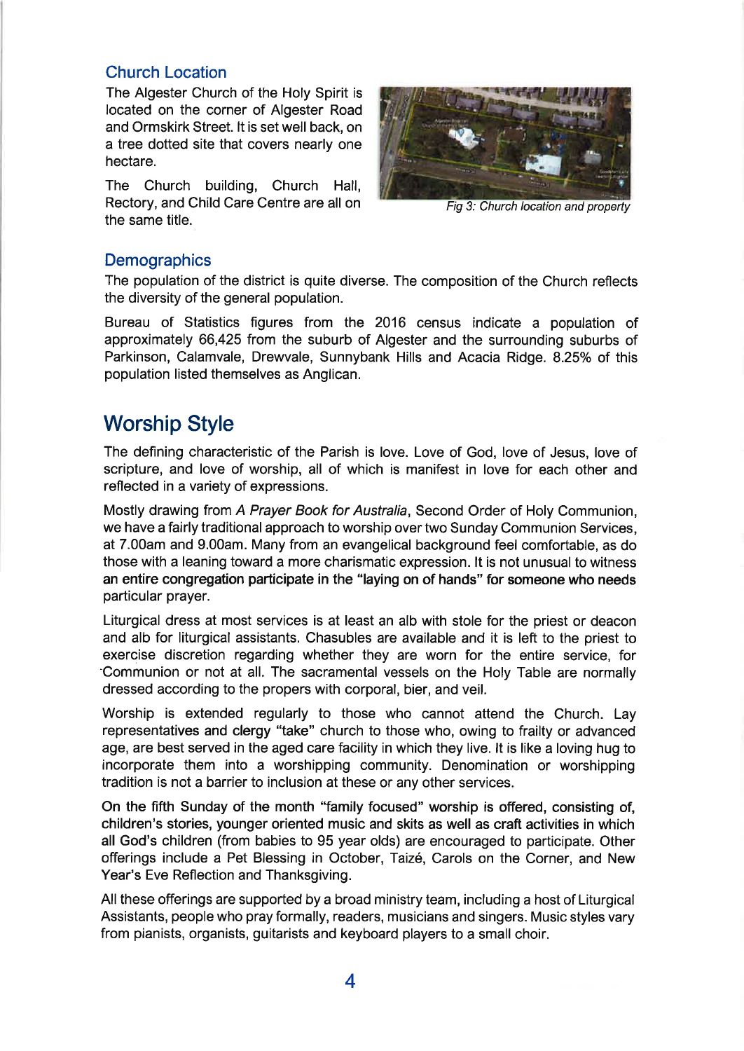## Church Location

The Algester Church of the Holy Spirit is located on the corner of Algester Road and Ormskirk Street. It is set well back, on a tree dotted site that covers nearly one hectare.

The Church building, Church Hall, Rectory, and Child Care Centre are all on the same title.

*Fig 3: Church location and property*

## Demographics

The population of the district is quite diverse. The composition of the Church reflects the diversity of the general population.

Bureau of Statistics figures from the 2016 census indicate a population of approximately 66,425 from the suburb of Algester and the surrounding suburbs of Parkinson, Calamvale, Drewvale, Sunnybank Hills and Acacia Ridge. 8.25% of this population listed themselves as Anglican.

# Worship Style

The defining characteristic of the Parish is love. Love of God, love of Jesus, love of scripture, and love of worship, all of which is manifest in love for each other and reflected in a variety of expressions.

Mostly drawing from *A Prayer Book for Australia*, Second Order of Holy Communion, we have a fairly traditional approach to worship over two Sunday Communion Services, at 7.00am and 9.00am. Many from an evangelical background feel comfortable, as do those with a leaning toward a more charismatic expression. It is not unusual to witness an entire congregation participate in the "laying on of hands" for someone who needs particular prayer.

Liturgical dress at most services is at least an alb with stole for the priest or deacon and alb for liturgical assistants. Chasubles are available and it is left to the priest to exercise discretion regarding whether they are worn for the entire service, for Communion or not at all. The sacramental vessels on the Holy Table are normally dressed according to the propers with corporal, bier, and veil.

Worship is extended regularly to those who cannot attend the Church. Lay representatives and clergy "take" church to those who, owing to frailty or advanced age, are best served in the aged care facility in which they live. It is like a loving hug to incorporate them into a worshipping community. Denomination or worshipping tradition is not a barrier to inclusion at these or any other services.

On the fifth Sunday of the month "family focused" worship is offered, consisting of, children's stories, younger oriented music and skits as well as craft activities in which all God's children (from babies to 95 year olds) are encouraged to participate. Other offerings include a Pet Blessing in October, Taizé, Carols on the Corner, and New Year's Eve Reflection and Thanksgiving.

All these offerings are supported by a broad ministry team, including a host of Liturgical Assistants, people who pray formally, readers, musicians and singers. Music styles vary from pianists, organists, guitarists and keyboard players to a small choir.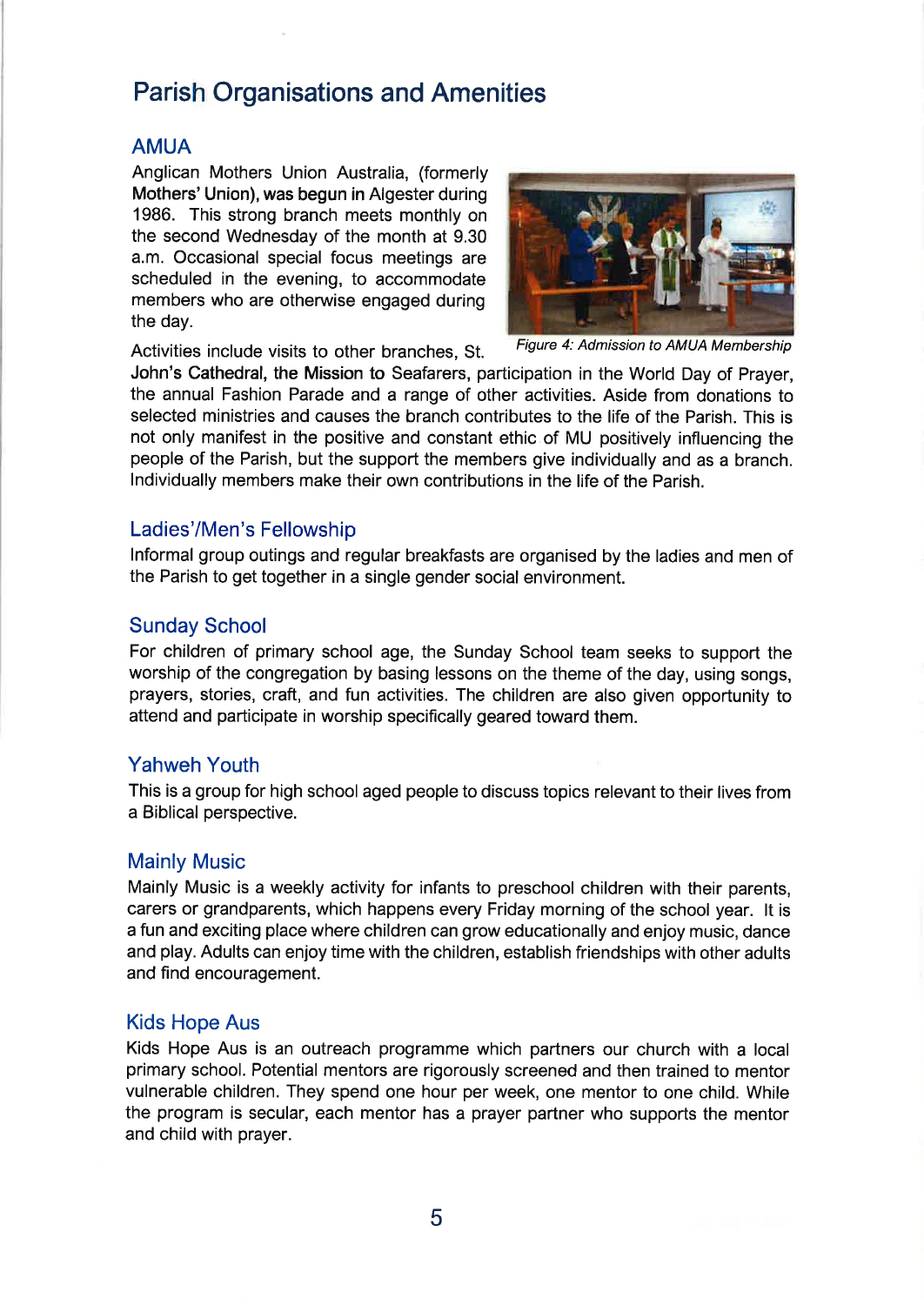## Parish Organisations and Amenities

### AMUA

Anglican Mothers Union Australia, (formerly Mothers' Union), was begun in Algester during 1986. This strong branch meets monthly on the second Wednesday of the month at 9.30 a.m. Occasional special focus meetings are scheduled in the evening, to accommodate members who are otherwise engaged during the day.

*Figure 4: Admission to AMUA Membership*

Activities include visits to other branches, St. John's Cathedral, the Mission to Seafarers, participation in the World Day of Prayer, the annual Fashion Parade and a range of other activities. Aside from donations to selected ministries and causes the branch contributes to the life of the Parish. This is not only manifest in the positive and constant ethic of MU positively influencing the people of the Parish, but the support the members give individually and as a branch. Individually members make their own contributions in the life of the Parish.

### Ladies'/Men's Fellowship

Informal group outings and regular breakfasts are organised by the ladies and men of the Parish to get together in a single gender social environment.

### Sunday School

For children of primary school age, the Sunday School team seeks to support the worship of the congregation by basing lessons on the theme of the day, using songs, prayers, stories, craft, and fun activities. The children are also given opportunity to attend and participate in worship specifically geared toward them.

### Yahweh Youth

This is a group for high school aged people to discuss topics relevant to their lives from a Biblical perspective.

### Mainly Music

Mainly Music is a weekly activity for infants to preschool children with their parents, carers or grandparents, which happens every Friday morning of the school year. It is a fun and exciting place where children can grow educationally and enjoy music, dance and play. Adults can enjoy time with the children, establish friendships with other adults and find encouragement.

### Kids Hope Aus

Kids Hope Aus is an outreach programme which partners our church with a local primary school. Potential mentors are rigorously screened and then trained to mentor vulnerable children. They spend one hour per week, one mentor to one child. While the program is secular, each mentor has a prayer partner who supports the mentor and child with prayer.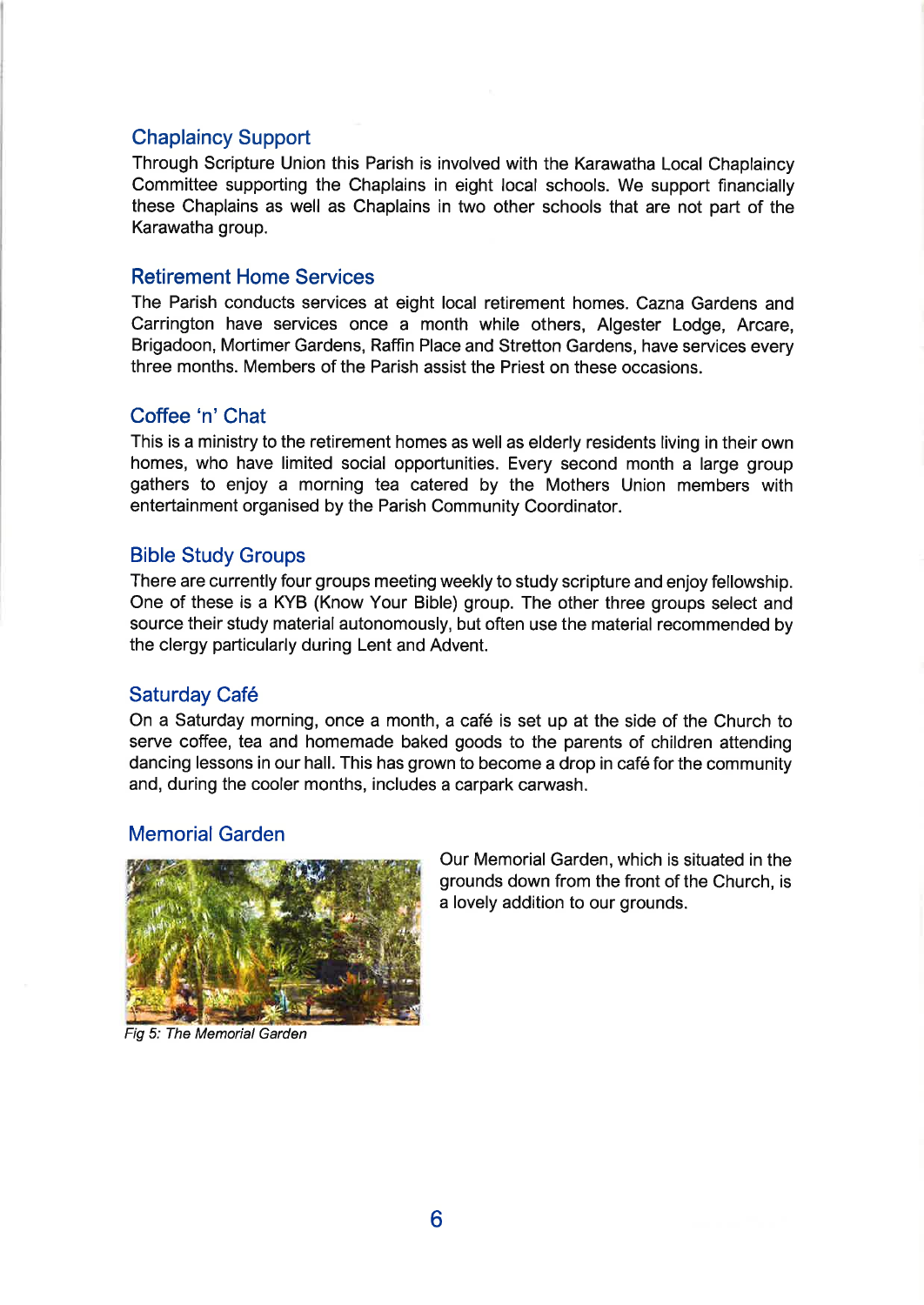## Chaplaincy Support

Through Scripture Union this Parish is involved with the Karawatha Local Chaplaincy Committee supporting the Chaplains in eight local schools. We support financially these Chaplains as well as Chaplains in two other schools that are not part of the Karawatha group.

## Retirement Home Services

The Parish conducts services at eight local retirement homes. Cazna Gardens and Carrington have services once a month while others, Algester Lodge, Arcare, Brigadoon, Mortimer Gardens, Raffin Place and Stretton Gardens, have services every three months. Members of the Parish assist the Priest on these occasions.

## Coffee 'n' Chat

This is a ministry to the retirement homes as well as elderly residents living in their own homes, who have limited social opportunities. Every second month a large group gathers to enjoy a morning tea catered by the Mothers Union members with entertainment organised by the Parish Community Coordinator.

## Bible Study Groups

There are currently four groups meeting weekly to study scripture and enjoy fellowship. One of these is a KYB (Know Your Bible) group. The other three groups select and source their study material autonomously, but often use the material recommended by the clergy particularly during Lent and Advent.

## Saturday Café

On a Saturday morning, once a month, a café is set up at the side of the Church to serve coffee, tea and homemade baked goods to the parents of children attending dancing lessons in our hall. This has grown to become a drop in café for the community and, during the cooler months, includes a carpark carwash.

## Memorial Garden

Our Memorial Garden, which is situated in the grounds down from the front of the Church, is a lovely addition to our grounds.

*Fig 5: The Memorial Garden*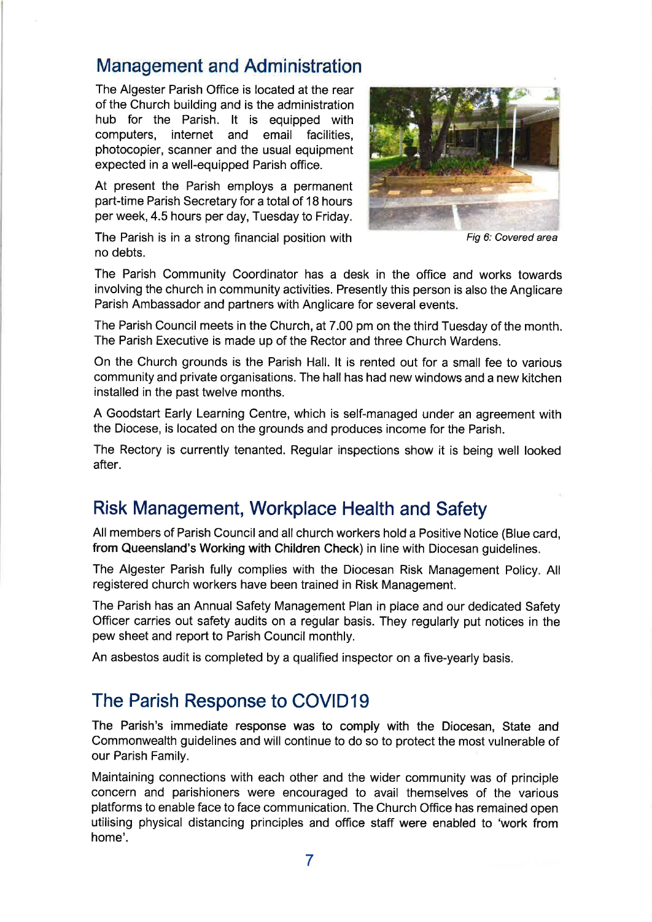## Management and Administration

The Algester Parish Office is located at the rear of the Church building and is the administration hub for the Parish. It is equipped with computers, internet and email facilities, photocopier, scanner and the usual equipment expected in a well-equipped Parish office.

At present the Parish employs a permanent part-time Parish Secretary for a total of 18 hours per week, 4.5 hours per day, Tuesday to Friday.

The Parish is in a strong financial position with no debts.

*Fig 6: Covered area*

The Parish Community Coordinator has a desk in the office and works towards involving the church in community activities. Presently this person is also the Anglicare Parish Ambassador and partners with Anglicare for several events.

The Parish Council meets in the Church, at 7.00 pm on the third Tuesday of the month. The Parish Executive is made up of the Rector and three Church Wardens.

On the Church grounds is the Parish Hall. It is rented out for a small fee to various community and private organisations. The hall has had new windows and a new kitchen installed in the past twelve months.

A Goodstart Early Learning Centre, which is self-managed under an agreement with the Diocese, is located on the grounds and produces income for the Parish.

The Rectory is currently tenanted. Regular inspections show it is being well looked after.

## Risk Management, Workplace Health and Safety

All members of Parish Council and all church workers hold a Positive Notice (Blue card, from Queensland's Working with Children Check) in line with Diocesan guidelines.

The Algester Parish fully complies with the Diocesan Risk Management Policy. All registered church workers have been trained in Risk Management.

The Parish has an Annual Safety Management Plan in place and our dedicated Safety Officer carries out safety audits on a regular basis. They regularly put notices in the pew sheet and report to Parish Council monthly.

An asbestos audit is completed by a qualified inspector on a five-yearly basis.

## The Parish Response to COVID19

The Parish's immediate response was to comply with the Diocesan, State and Commonwealth guidelines and will continue to do so to protect the most vulnerable of our Parish Family.

Maintaining connections with each other and the wider community was of principle concern and parishioners were encouraged to avail themselves of the various platforms to enable face to face communication. The Church Office has remained open utilising physical distancing principles and office staff were enabled to 'work from home'.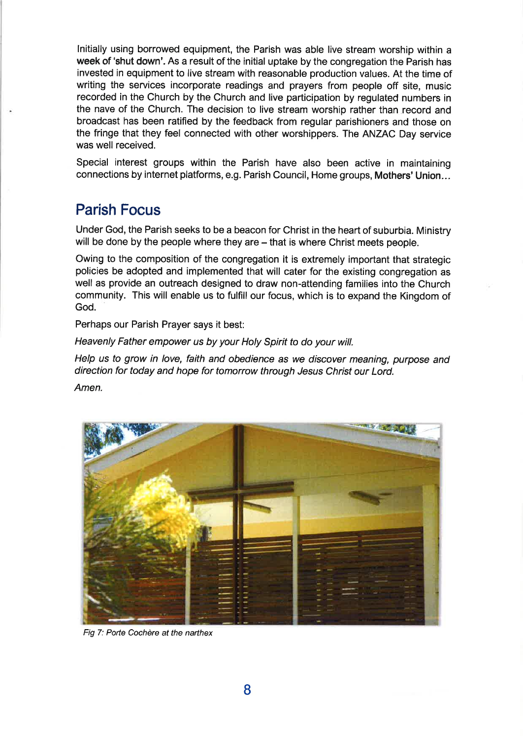Initially using borrowed equipment, the Parish was able live stream worship within a week of 'shut down'. As a result of the initial uptake by the congregation the Parish has invested in equipment to live stream with reasonable production values. At the time of writing the services incorporate readings and prayers from people off site, music recorded in the Church by the Church and live participation by regulated numbers in the nave of the Church. The decision to live stream worship rather than record and broadcast has been ratified by the feedback from regular parishioners and those on the fringe that they feel connected with other worshippers. The ANZAC Day service was well received.

Special interest groups within the Parish have also been active in maintaining connections by internet platforms, e.g. Parish Council, Home groups, Mothers' Union…

## Parish Focus

Under God, the Parish seeks to be a beacon for Christ in the heart of suburbia. Ministry will be done by the people where they are – that is where Christ meets people.

Owing to the composition of the congregation it is extremely important that strategic policies be adopted and implemented that will cater for the existing congregation as well as provide an outreach designed to draw non-attending families into the Church community. This will enable us to fulfill our focus, which is to expand the Kingdom of God.

Perhaps our Parish Prayer says it best:

*Heavenly Father empower us by your Holy Spirit to do your will.*

*Help us to grow in love, faith and obedience as we discover meaning, purpose and direction for today and hope for tomorrow through Jesus Christ our Lord.*

*Amen.*

*Fig 7: Porte Cochère at the narthex*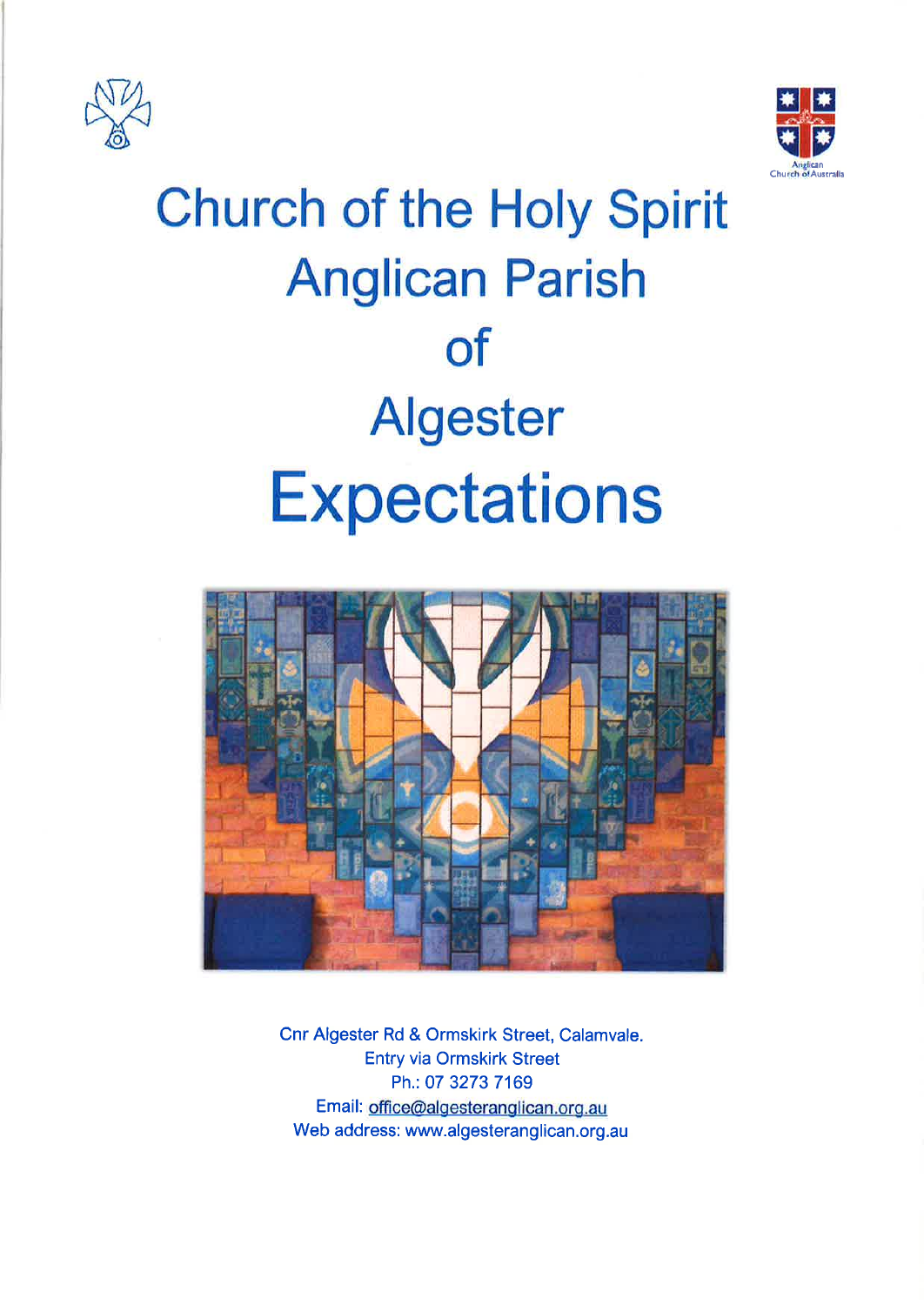# Church of the Holy Spirit
# Anglican Parish
# of
# Algester
# Expectations

Cnr Algester Rd & Ormskirk Street, Calamvale.
Entry via Ormskirk Street
Ph.: 07 3273 7169
Email: office@algesteranglican.org.au
Web address: www.algesteranglican.org.au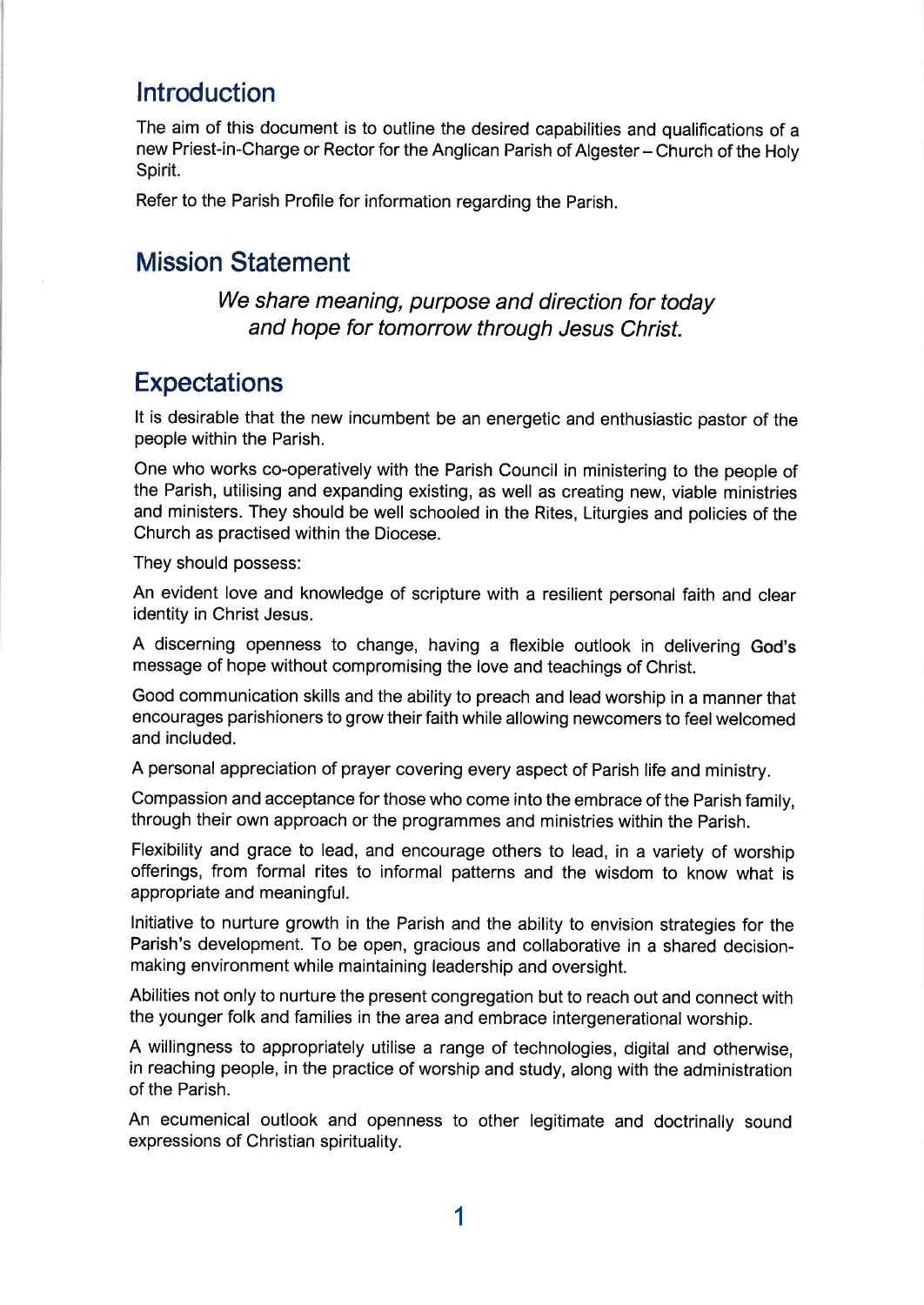## Introduction

The aim of this document is to outline the desired capabilities and qualifications of a new Priest-in-Charge or Rector for the Anglican Parish of Algester – Church of the Holy Spirit.

Refer to the Parish Profile for information regarding the Parish.

## Mission Statement

*We share meaning, purpose and direction for today and hope for tomorrow through Jesus Christ.*

## Expectations

It is desirable that the new incumbent be an energetic and enthusiastic pastor of the people within the Parish.

One who works co-operatively with the Parish Council in ministering to the people of the Parish, utilising and expanding existing, as well as creating new, viable ministries and ministers. They should be well schooled in the Rites, Liturgies and policies of the Church as practised within the Diocese.

They should possess:

An evident love and knowledge of scripture with a resilient personal faith and clear identity in Christ Jesus.

A discerning openness to change, having a flexible outlook in delivering God's message of hope without compromising the love and teachings of Christ.

Good communication skills and the ability to preach and lead worship in a manner that encourages parishioners to grow their faith while allowing newcomers to feel welcomed and included.

A personal appreciation of prayer covering every aspect of Parish life and ministry.

Compassion and acceptance for those who come into the embrace of the Parish family, through their own approach or the programmes and ministries within the Parish.

Flexibility and grace to lead, and encourage others to lead, in a variety of worship offerings, from formal rites to informal patterns and the wisdom to know what is appropriate and meaningful.

Initiative to nurture growth in the Parish and the ability to envision strategies for the Parish's development. To be open, gracious and collaborative in a shared decision-making environment while maintaining leadership and oversight.

Abilities not only to nurture the present congregation but to reach out and connect with the younger folk and families in the area and embrace intergenerational worship.

A willingness to appropriately utilise a range of technologies, digital and otherwise, in reaching people, in the practice of worship and study, along with the administration of the Parish.

An ecumenical outlook and openness to other legitimate and doctrinally sound expressions of Christian spirituality.